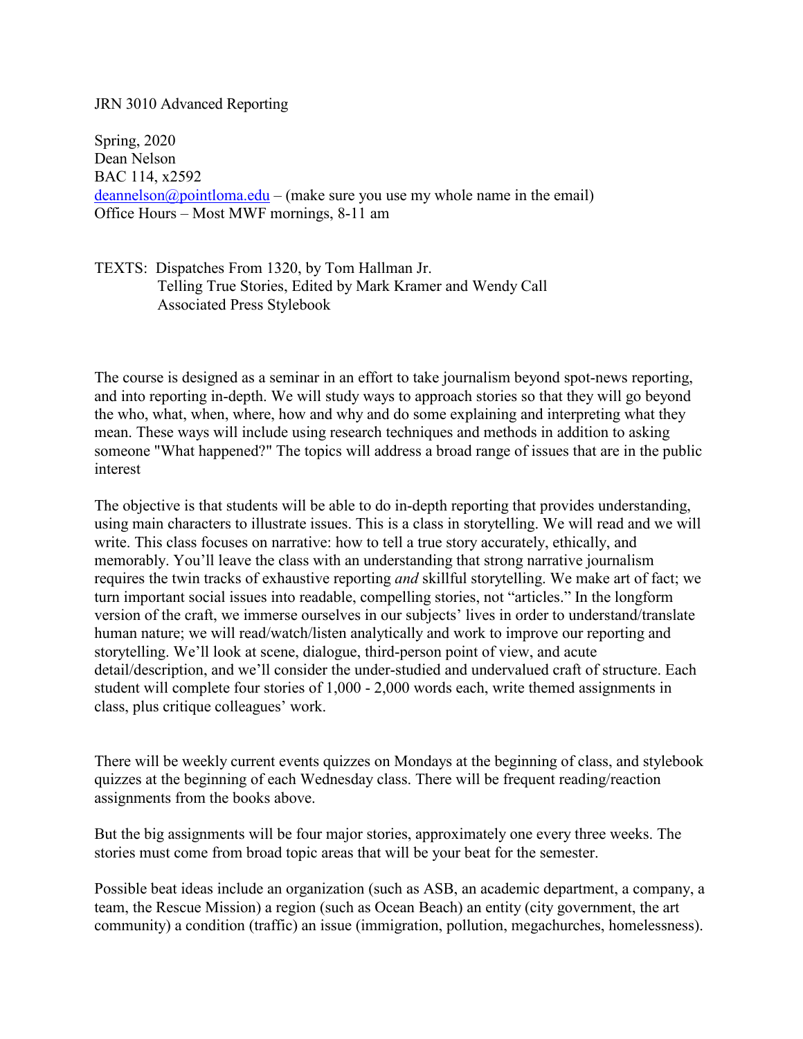JRN 3010 Advanced Reporting

Spring, 2020
Dean Nelson
BAC 114, x2592
deannelson@pointloma.edu – (make sure you use my whole name in the email)
Office Hours – Most MWF mornings, 8-11 am

TEXTS: Dispatches From 1320, by Tom Hallman Jr.
Telling True Stories, Edited by Mark Kramer and Wendy Call
Associated Press Stylebook

The course is designed as a seminar in an effort to take journalism beyond spot-news reporting, and into reporting in-depth. We will study ways to approach stories so that they will go beyond the who, what, when, where, how and why and do some explaining and interpreting what they mean. These ways will include using research techniques and methods in addition to asking someone "What happened?" The topics will address a broad range of issues that are in the public interest

The objective is that students will be able to do in-depth reporting that provides understanding, using main characters to illustrate issues. This is a class in storytelling. We will read and we will write. This class focuses on narrative: how to tell a true story accurately, ethically, and memorably. You'll leave the class with an understanding that strong narrative journalism requires the twin tracks of exhaustive reporting *and* skillful storytelling. We make art of fact; we turn important social issues into readable, compelling stories, not "articles." In the longform version of the craft, we immerse ourselves in our subjects' lives in order to understand/translate human nature; we will read/watch/listen analytically and work to improve our reporting and storytelling. We'll look at scene, dialogue, third-person point of view, and acute detail/description, and we'll consider the under-studied and undervalued craft of structure. Each student will complete four stories of 1,000 - 2,000 words each, write themed assignments in class, plus critique colleagues' work.

There will be weekly current events quizzes on Mondays at the beginning of class, and stylebook quizzes at the beginning of each Wednesday class. There will be frequent reading/reaction assignments from the books above.

But the big assignments will be four major stories, approximately one every three weeks. The stories must come from broad topic areas that will be your beat for the semester.

Possible beat ideas include an organization (such as ASB, an academic department, a company, a team, the Rescue Mission) a region (such as Ocean Beach) an entity (city government, the art community) a condition (traffic) an issue (immigration, pollution, megachurches, homelessness).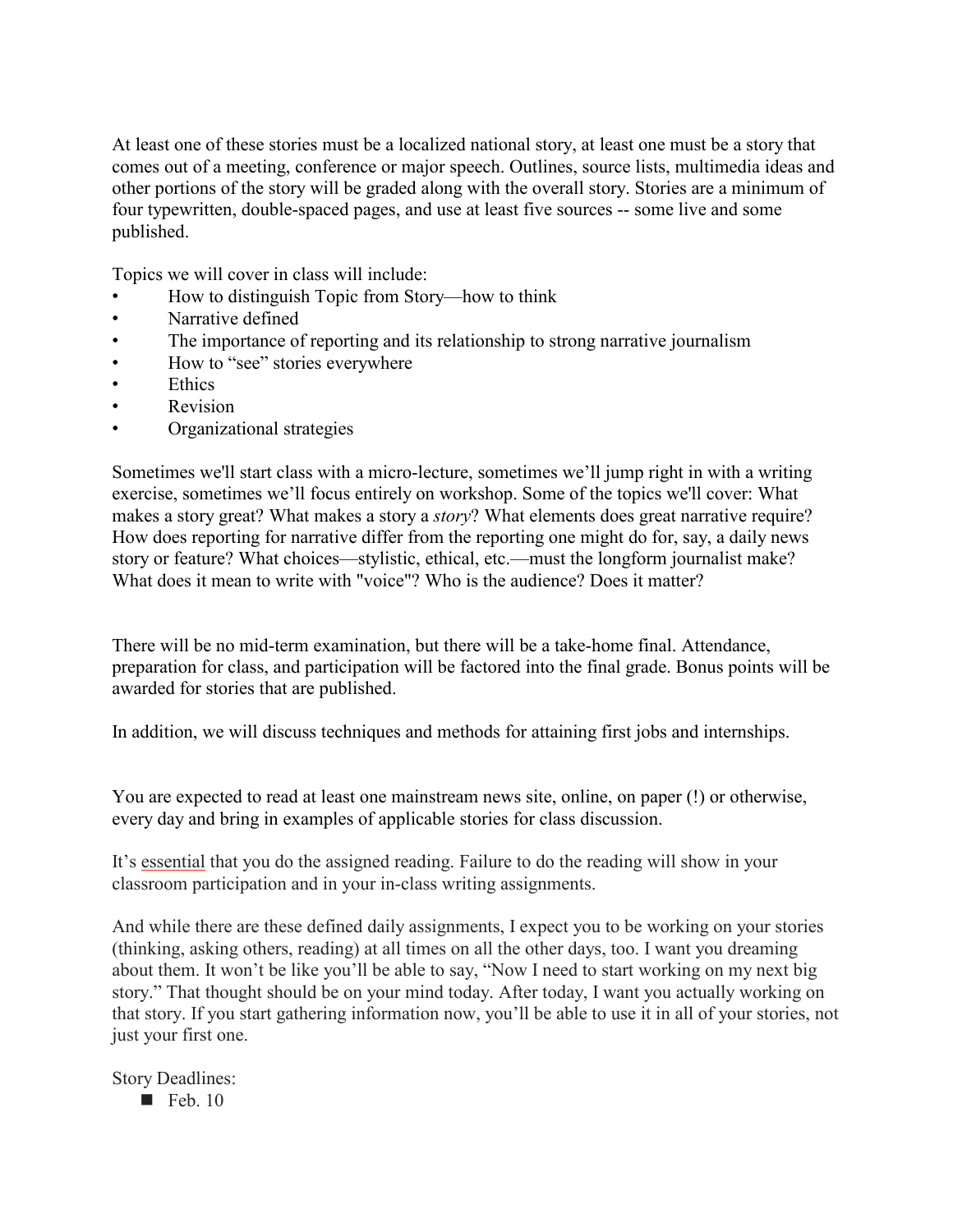At least one of these stories must be a localized national story, at least one must be a story that comes out of a meeting, conference or major speech. Outlines, source lists, multimedia ideas and other portions of the story will be graded along with the overall story. Stories are a minimum of four typewritten, double-spaced pages, and use at least five sources -- some live and some published.

Topics we will cover in class will include:

- How to distinguish Topic from Story—how to think
- Narrative defined
- The importance of reporting and its relationship to strong narrative journalism
- How to "see" stories everywhere
- Ethics
- Revision
- Organizational strategies

Sometimes we'll start class with a micro-lecture, sometimes we'll jump right in with a writing exercise, sometimes we'll focus entirely on workshop. Some of the topics we'll cover: What makes a story great? What makes a story a *story*? What elements does great narrative require? How does reporting for narrative differ from the reporting one might do for, say, a daily news story or feature? What choices—stylistic, ethical, etc.—must the longform journalist make? What does it mean to write with "voice"? Who is the audience? Does it matter?

There will be no mid-term examination, but there will be a take-home final. Attendance, preparation for class, and participation will be factored into the final grade. Bonus points will be awarded for stories that are published.

In addition, we will discuss techniques and methods for attaining first jobs and internships.

You are expected to read at least one mainstream news site, online, on paper (!) or otherwise, every day and bring in examples of applicable stories for class discussion.

It's <u>essential</u> that you do the assigned reading. Failure to do the reading will show in your classroom participation and in your in-class writing assignments.

And while there are these defined daily assignments, I expect you to be working on your stories (thinking, asking others, reading) at all times on all the other days, too. I want you dreaming about them. It won't be like you'll be able to say, "Now I need to start working on my next big story." That thought should be on your mind today. After today, I want you actually working on that story. If you start gathering information now, you'll be able to use it in all of your stories, not just your first one.

Story Deadlines:

- Feb. 10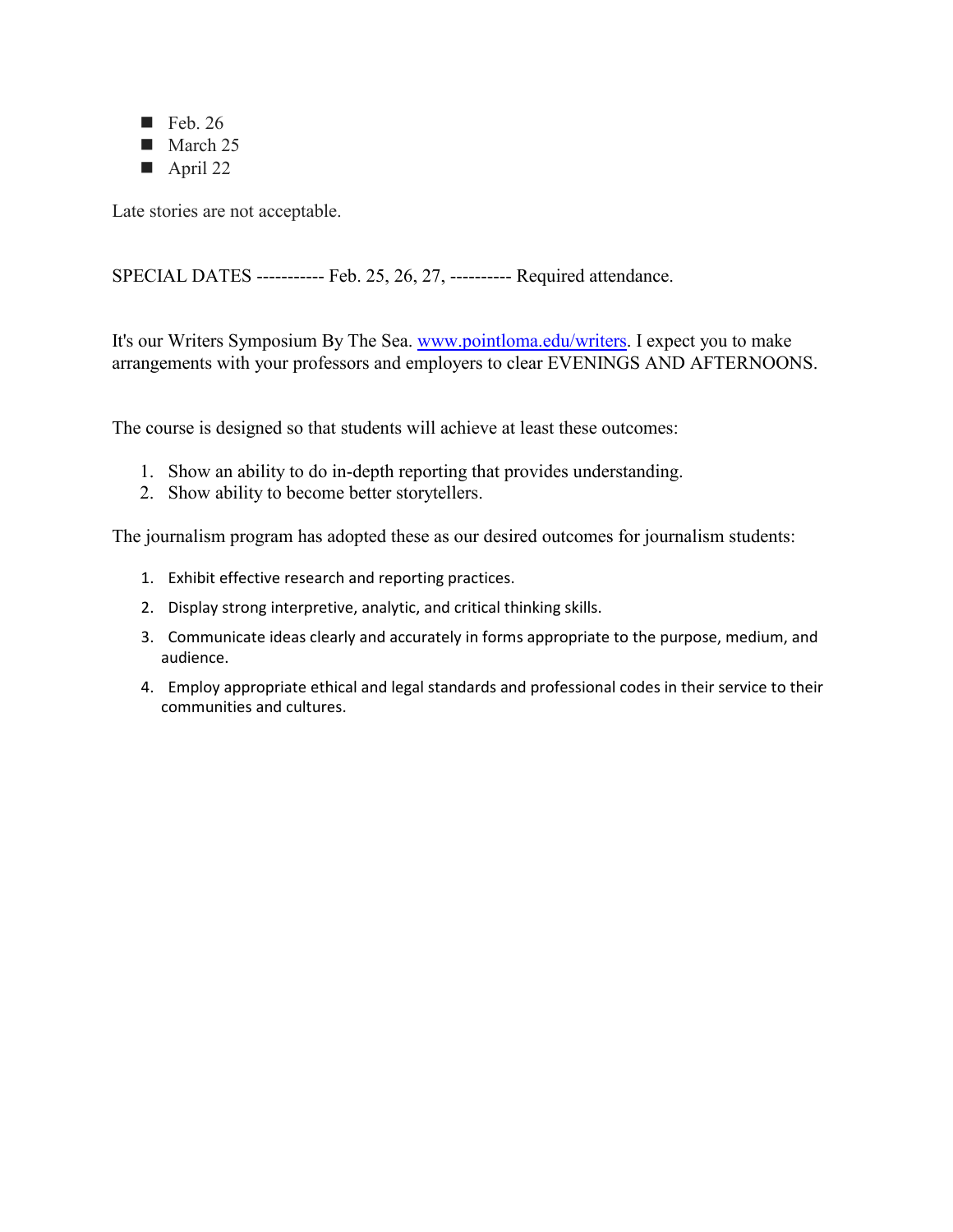- Feb. 26
- March 25
- April 22

Late stories are not acceptable.

SPECIAL DATES ----------- Feb. 25, 26, 27, ---------- Required attendance.

It's our Writers Symposium By The Sea. [www.pointloma.edu/writers](http://www.pointloma.edu/writers). I expect you to make arrangements with your professors and employers to clear EVENINGS AND AFTERNOONS.

The course is designed so that students will achieve at least these outcomes:

1. Show an ability to do in-depth reporting that provides understanding.
2. Show ability to become better storytellers.

The journalism program has adopted these as our desired outcomes for journalism students:

1. Exhibit effective research and reporting practices.
2. Display strong interpretive, analytic, and critical thinking skills.
3. Communicate ideas clearly and accurately in forms appropriate to the purpose, medium, and audience.
4. Employ appropriate ethical and legal standards and professional codes in their service to their communities and cultures.